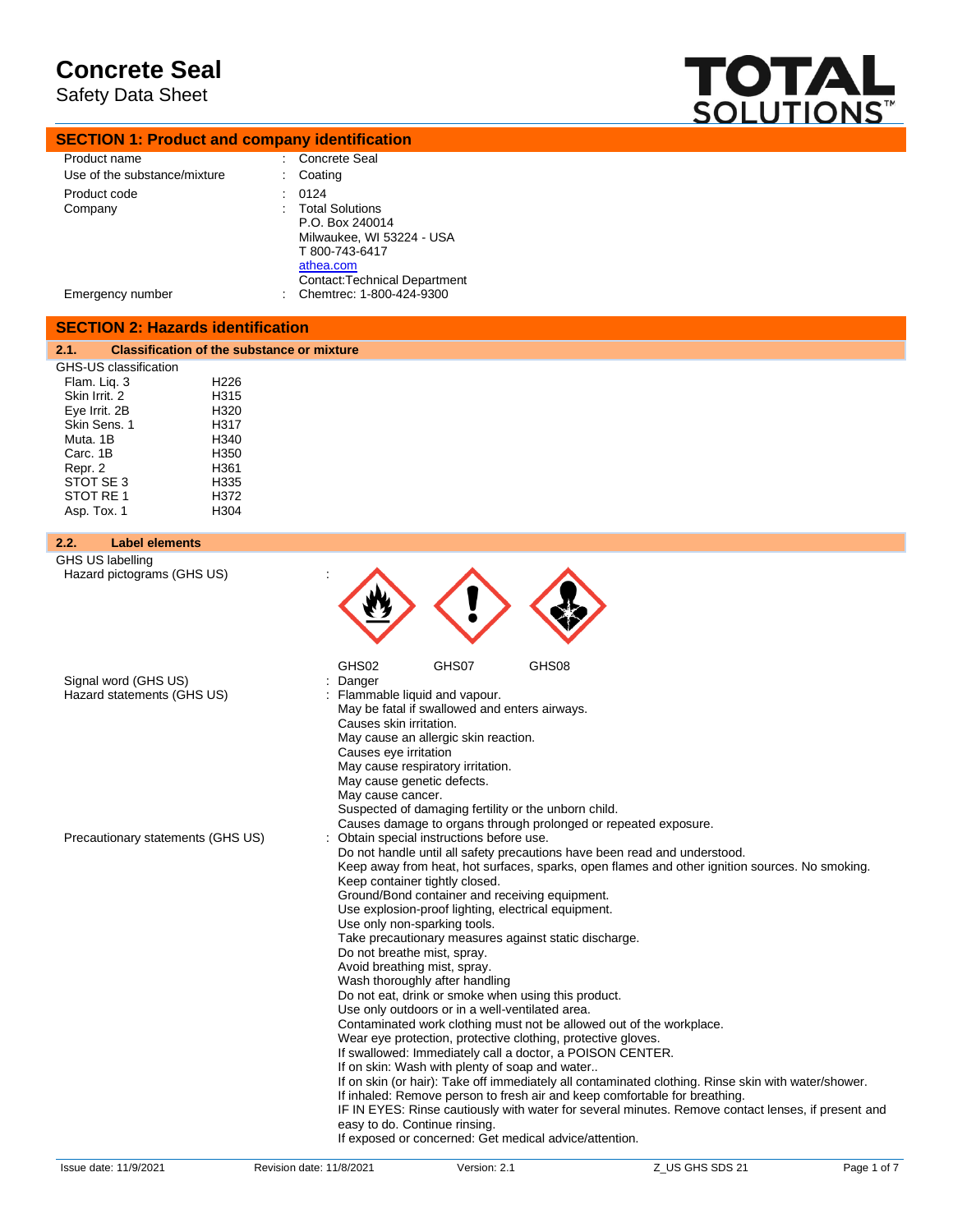# Concrete Seal

Safety Data Sheet

TOTAL SOLUTIONS™

## SECTION 1: Product and company identification

| | | |
|---|---|---|
| Product name | : | Concrete Seal |
| Use of the substance/mixture | : | Coating |
| Product code | : | 0124 |
| Company | : | Total Solutions<br>P.O. Box 240014<br>Milwaukee, WI 53224 - USA<br>T 800-743-6417<br>athea.com<br>Contact:Technical Department |
| Emergency number | : | Chemtrec: 1-800-424-9300 |

## SECTION 2: Hazards identification

### 2.1. Classification of the substance or mixture

GHS-US classification

| | |
|---|---|
| Flam. Liq. 3 | H226 |
| Skin Irrit. 2 | H315 |
| Eye Irrit. 2B | H320 |
| Skin Sens. 1 | H317 |
| Muta. 1B | H340 |
| Carc. 1B | H350 |
| Repr. 2 | H361 |
| STOT SE 3 | H335 |
| STOT RE 1 | H372 |
| Asp. Tox. 1 | H304 |

### 2.2. Label elements

GHS US labelling

Hazard pictograms (GHS US) : GHS02 GHS07 GHS08

Signal word (GHS US) : Danger

Hazard statements (GHS US) :
Flammable liquid and vapour.
May be fatal if swallowed and enters airways.
Causes skin irritation.
May cause an allergic skin reaction.
Causes eye irritation
May cause respiratory irritation.
May cause genetic defects.
May cause cancer.
Suspected of damaging fertility or the unborn child.
Causes damage to organs through prolonged or repeated exposure.

Precautionary statements (GHS US) :
Obtain special instructions before use.
Do not handle until all safety precautions have been read and understood.
Keep away from heat, hot surfaces, sparks, open flames and other ignition sources. No smoking.
Keep container tightly closed.
Ground/Bond container and receiving equipment.
Use explosion-proof lighting, electrical equipment.
Use only non-sparking tools.
Take precautionary measures against static discharge.
Do not breathe mist, spray.
Avoid breathing mist, spray.
Wash thoroughly after handling
Do not eat, drink or smoke when using this product.
Use only outdoors or in a well-ventilated area.
Contaminated work clothing must not be allowed out of the workplace.
Wear eye protection, protective clothing, protective gloves.
If swallowed: Immediately call a doctor, a POISON CENTER.
If on skin: Wash with plenty of soap and water..
If on skin (or hair): Take off immediately all contaminated clothing. Rinse skin with water/shower.
If inhaled: Remove person to fresh air and keep comfortable for breathing.
IF IN EYES: Rinse cautiously with water for several minutes. Remove contact lenses, if present and easy to do. Continue rinsing.
If exposed or concerned: Get medical advice/attention.

Issue date: 11/9/2021 | Revision date: 11/8/2021 | Version: 2.1 | Z_US GHS SDS 21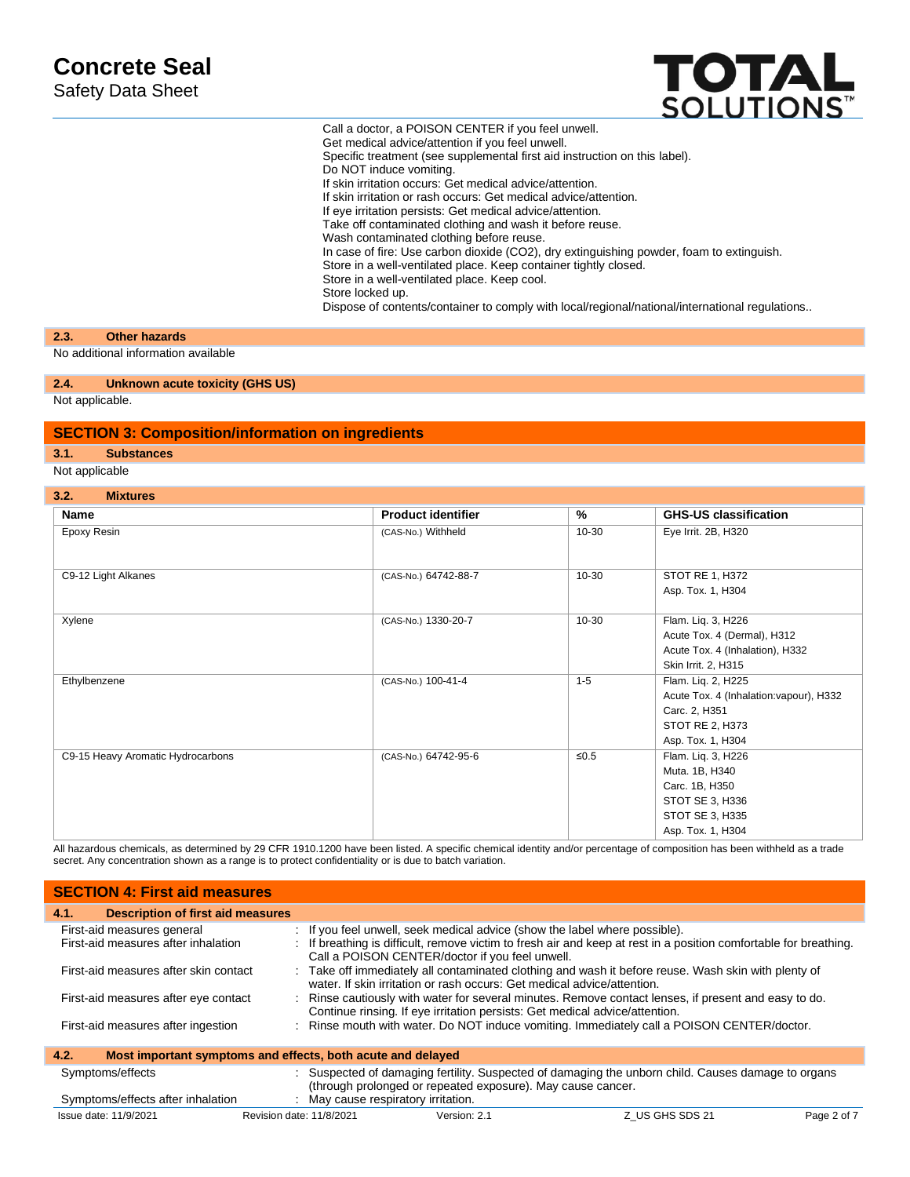Call a doctor, a POISON CENTER if you feel unwell.
Get medical advice/attention if you feel unwell.
Specific treatment (see supplemental first aid instruction on this label).
Do NOT induce vomiting.
If skin irritation occurs: Get medical advice/attention.
If skin irritation or rash occurs: Get medical advice/attention.
If eye irritation persists: Get medical advice/attention.
Take off contaminated clothing and wash it before reuse.
Wash contaminated clothing before reuse.
In case of fire: Use carbon dioxide ($CO_2$), dry extinguishing powder, foam to extinguish.
Store in a well-ventilated place. Keep container tightly closed.
Store in a well-ventilated place. Keep cool.
Store locked up.
Dispose of contents/container to comply with local/regional/national/international regulations..

### 2.3. Other hazards

No additional information available

### 2.4. Unknown acute toxicity (GHS US)

Not applicable.

## SECTION 3: Composition/information on ingredients

### 3.1. Substances

Not applicable

### 3.2. Mixtures

| Name | Product identifier | % | GHS-US classification |
|---|---|---|---|
| Epoxy Resin | (CAS-No.) Withheld | 10-30 | Eye Irrit. 2B, H320 |
| C9-12 Light Alkanes | (CAS-No.) 64742-88-7 | 10-30 | STOT RE 1, H372<br>Asp. Tox. 1, H304 |
| Xylene | (CAS-No.) 1330-20-7 | 10-30 | Flam. Liq. 3, H226<br>Acute Tox. 4 (Dermal), H312<br>Acute Tox. 4 (Inhalation), H332<br>Skin Irrit. 2, H315 |
| Ethylbenzene | (CAS-No.) 100-41-4 | 1-5 | Flam. Liq. 2, H225<br>Acute Tox. 4 (Inhalation:vapour), H332<br>Carc. 2, H351<br>STOT RE 2, H373<br>Asp. Tox. 1, H304 |
| C9-15 Heavy Aromatic Hydrocarbons | (CAS-No.) 64742-95-6 | ≤0.5 | Flam. Liq. 3, H226<br>Muta. 1B, H340<br>Carc. 1B, H350<br>STOT SE 3, H336<br>STOT SE 3, H335<br>Asp. Tox. 1, H304 |

All hazardous chemicals, as determined by 29 CFR 1910.1200 have been listed. A specific chemical identity and/or percentage of composition has been withheld as a trade secret. Any concentration shown as a range is to protect confidentiality or is due to batch variation.

## SECTION 4: First aid measures

### 4.1. Description of first aid measures

| | |
|---|---|
| First-aid measures general | : If you feel unwell, seek medical advice (show the label where possible). |
| First-aid measures after inhalation | : If breathing is difficult, remove victim to fresh air and keep at rest in a position comfortable for breathing. Call a POISON CENTER/doctor if you feel unwell. |
| First-aid measures after skin contact | : Take off immediately all contaminated clothing and wash it before reuse. Wash skin with plenty of water. If skin irritation or rash occurs: Get medical advice/attention. |
| First-aid measures after eye contact | : Rinse cautiously with water for several minutes. Remove contact lenses, if present and easy to do. Continue rinsing. If eye irritation persists: Get medical advice/attention. |
| First-aid measures after ingestion | : Rinse mouth with water. Do NOT induce vomiting. Immediately call a POISON CENTER/doctor. |

### 4.2. Most important symptoms and effects, both acute and delayed

| | |
|---|---|
| Symptoms/effects | : Suspected of damaging fertility. Suspected of damaging the unborn child. Causes damage to organs (through prolonged or repeated exposure). May cause cancer. |
| Symptoms/effects after inhalation | : May cause respiratory irritation. |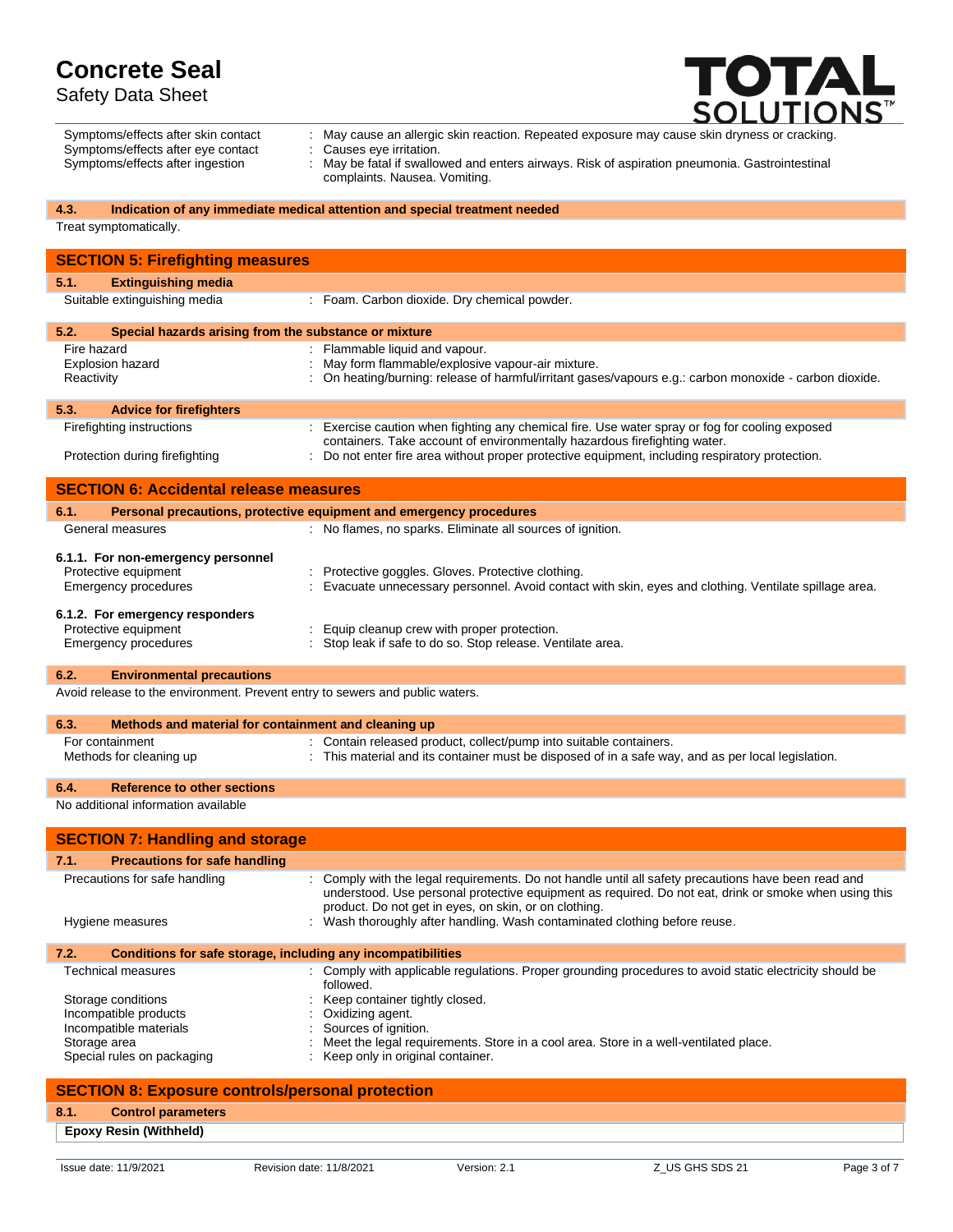Symptoms/effects after skin contact : May cause an allergic skin reaction. Repeated exposure may cause skin dryness or cracking.
Symptoms/effects after eye contact : Causes eye irritation.
Symptoms/effects after ingestion : May be fatal if swallowed and enters airways. Risk of aspiration pneumonia. Gastrointestinal complaints. Nausea. Vomiting.

### 4.3. Indication of any immediate medical attention and special treatment needed

Treat symptomatically.

## SECTION 5: Firefighting measures

### 5.1. Extinguishing media

Suitable extinguishing media : Foam. Carbon dioxide. Dry chemical powder.

### 5.2. Special hazards arising from the substance or mixture

Fire hazard : Flammable liquid and vapour.
Explosion hazard : May form flammable/explosive vapour-air mixture.
Reactivity : On heating/burning: release of harmful/irritant gases/vapours e.g.: carbon monoxide - carbon dioxide.

### 5.3. Advice for firefighters

Firefighting instructions : Exercise caution when fighting any chemical fire. Use water spray or fog for cooling exposed containers. Take account of environmentally hazardous firefighting water.
Protection during firefighting : Do not enter fire area without proper protective equipment, including respiratory protection.

## SECTION 6: Accidental release measures

### 6.1. Personal precautions, protective equipment and emergency procedures

General measures : No flames, no sparks. Eliminate all sources of ignition.

#### 6.1.1. For non-emergency personnel

Protective equipment : Protective goggles. Gloves. Protective clothing.
Emergency procedures : Evacuate unnecessary personnel. Avoid contact with skin, eyes and clothing. Ventilate spillage area.

#### 6.1.2. For emergency responders

Protective equipment : Equip cleanup crew with proper protection.
Emergency procedures : Stop leak if safe to do so. Stop release. Ventilate area.

### 6.2. Environmental precautions

Avoid release to the environment. Prevent entry to sewers and public waters.

### 6.3. Methods and material for containment and cleaning up

For containment : Contain released product, collect/pump into suitable containers.
Methods for cleaning up : This material and its container must be disposed of in a safe way, and as per local legislation.

### 6.4. Reference to other sections

No additional information available

## SECTION 7: Handling and storage

### 7.1. Precautions for safe handling

Precautions for safe handling : Comply with the legal requirements. Do not handle until all safety precautions have been read and understood. Use personal protective equipment as required. Do not eat, drink or smoke when using this product. Do not get in eyes, on skin, or on clothing.
Hygiene measures : Wash thoroughly after handling. Wash contaminated clothing before reuse.

### 7.2. Conditions for safe storage, including any incompatibilities

Technical measures : Comply with applicable regulations. Proper grounding procedures to avoid static electricity should be followed.
Storage conditions : Keep container tightly closed.
Incompatible products : Oxidizing agent.
Incompatible materials : Sources of ignition.
Storage area : Meet the legal requirements. Store in a cool area. Store in a well-ventilated place.
Special rules on packaging : Keep only in original container.

## SECTION 8: Exposure controls/personal protection

### 8.1. Control parameters

**Epoxy Resin (Withheld)**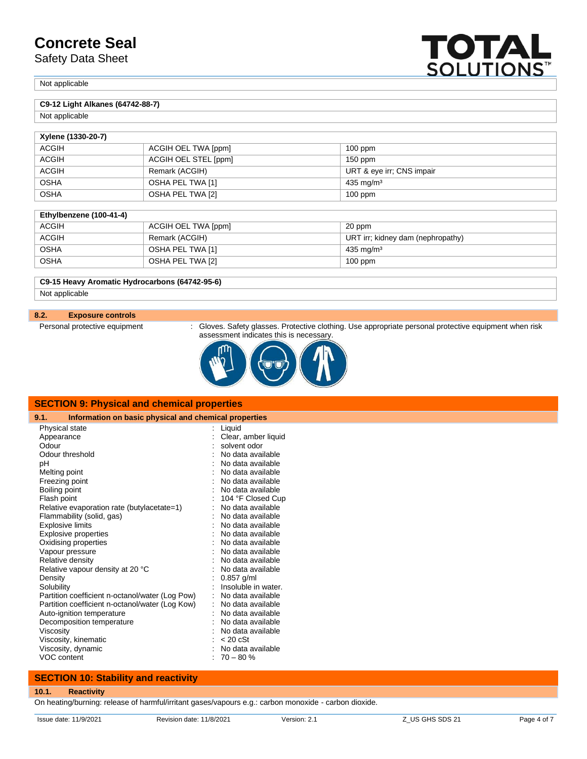Not applicable

| C9-12 Light Alkanes (64742-88-7) |
|---|
| Not applicable |

| Xylene (1330-20-7) | | |
|---|---|---|
| ACGIH | ACGIH OEL TWA [ppm] | 100 ppm |
| ACGIH | ACGIH OEL STEL [ppm] | 150 ppm |
| ACGIH | Remark (ACGIH) | URT & eye irr; CNS impair |
| OSHA | OSHA PEL TWA [1] | 435 mg/m³ |
| OSHA | OSHA PEL TWA [2] | 100 ppm |

| Ethylbenzene (100-41-4) | | |
|---|---|---|
| ACGIH | ACGIH OEL TWA [ppm] | 20 ppm |
| ACGIH | Remark (ACGIH) | URT irr; kidney dam (nephropathy) |
| OSHA | OSHA PEL TWA [1] | 435 mg/m³ |
| OSHA | OSHA PEL TWA [2] | 100 ppm |

| C9-15 Heavy Aromatic Hydrocarbons (64742-95-6) |
|---|
| Not applicable |

### 8.2. Exposure controls

Personal protective equipment : Gloves. Safety glasses. Protective clothing. Use appropriate personal protective equipment when risk assessment indicates this is necessary.

## SECTION 9: Physical and chemical properties

### 9.1. Information on basic physical and chemical properties

| | |
|---|---|
| Physical state | Liquid |
| Appearance | Clear, amber liquid |
| Odour | solvent odor |
| Odour threshold | No data available |
| pH | No data available |
| Melting point | No data available |
| Freezing point | No data available |
| Boiling point | No data available |
| Flash point | 104 °F Closed Cup |
| Relative evaporation rate (butylacetate=1) | No data available |
| Flammability (solid, gas) | No data available |
| Explosive limits | No data available |
| Explosive properties | No data available |
| Oxidising properties | No data available |
| Vapour pressure | No data available |
| Relative density | No data available |
| Relative vapour density at 20 °C | No data available |
| Density | 0.857 g/ml |
| Solubility | Insoluble in water. |
| Partition coefficient n-octanol/water (Log Pow) | No data available |
| Partition coefficient n-octanol/water (Log Kow) | No data available |
| Auto-ignition temperature | No data available |
| Decomposition temperature | No data available |
| Viscosity | No data available |
| Viscosity, kinematic | < 20 cSt |
| Viscosity, dynamic | No data available |
| VOC content | 70 – 80 % |

## SECTION 10: Stability and reactivity

### 10.1. Reactivity

On heating/burning: release of harmful/irritant gases/vapours e.g.: carbon monoxide - carbon dioxide.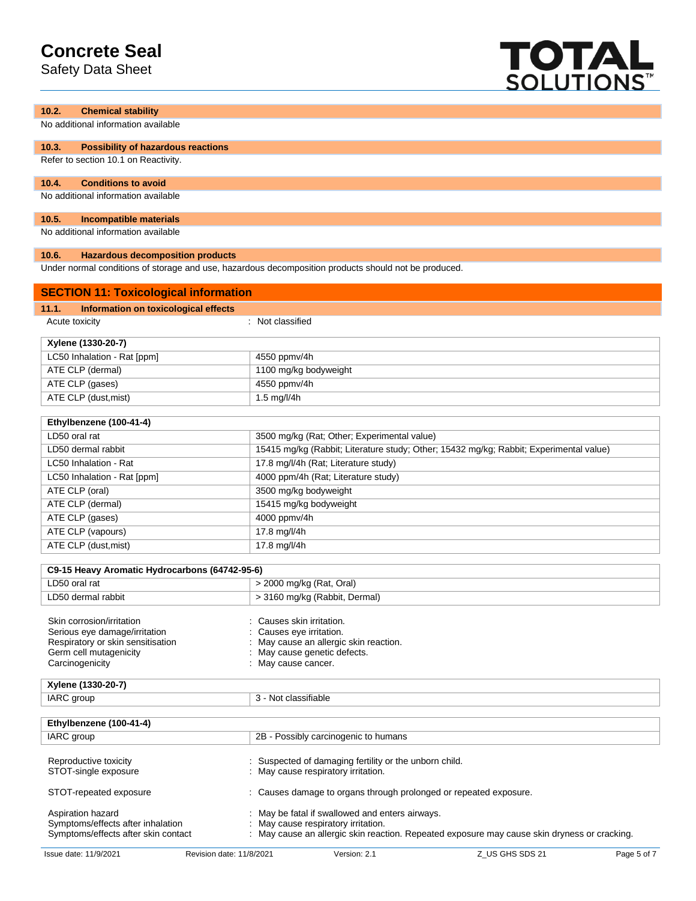### 10.2. Chemical stability

No additional information available

### 10.3. Possibility of hazardous reactions

Refer to section 10.1 on Reactivity.

### 10.4. Conditions to avoid

No additional information available

### 10.5. Incompatible materials

No additional information available

### 10.6. Hazardous decomposition products

Under normal conditions of storage and use, hazardous decomposition products should not be produced.

## SECTION 11: Toxicological information

### 11.1. Information on toxicological effects

Acute toxicity : Not classified

| Xylene (1330-20-7) | |
|---|---|
| LC50 Inhalation - Rat [ppm] | 4550 ppmv/4h |
| ATE CLP (dermal) | 1100 mg/kg bodyweight |
| ATE CLP (gases) | 4550 ppmv/4h |
| ATE CLP (dust,mist) | 1.5 mg/l/4h |

| Ethylbenzene (100-41-4) | |
|---|---|
| LD50 oral rat | 3500 mg/kg (Rat; Other; Experimental value) |
| LD50 dermal rabbit | 15415 mg/kg (Rabbit; Literature study; Other; 15432 mg/kg; Rabbit; Experimental value) |
| LC50 Inhalation - Rat | 17.8 mg/l/4h (Rat; Literature study) |
| LC50 Inhalation - Rat [ppm] | 4000 ppm/4h (Rat; Literature study) |
| ATE CLP (oral) | 3500 mg/kg bodyweight |
| ATE CLP (dermal) | 15415 mg/kg bodyweight |
| ATE CLP (gases) | 4000 ppmv/4h |
| ATE CLP (vapours) | 17.8 mg/l/4h |
| ATE CLP (dust,mist) | 17.8 mg/l/4h |

| C9-15 Heavy Aromatic Hydrocarbons (64742-95-6) | |
|---|---|
| LD50 oral rat | > 2000 mg/kg (Rat, Oral) |
| LD50 dermal rabbit | > 3160 mg/kg (Rabbit, Dermal) |

Skin corrosion/irritation : Causes skin irritation.

Serious eye damage/irritation : Causes eye irritation.

Respiratory or skin sensitisation : May cause an allergic skin reaction.

Germ cell mutagenicity : May cause genetic defects.

Carcinogenicity : May cause cancer.

| Xylene (1330-20-7) | |
|---|---|
| IARC group | 3 - Not classifiable |

| Ethylbenzene (100-41-4) | |
|---|---|
| IARC group | 2B - Possibly carcinogenic to humans |

Reproductive toxicity : Suspected of damaging fertility or the unborn child.

STOT-single exposure : May cause respiratory irritation.

STOT-repeated exposure : Causes damage to organs through prolonged or repeated exposure.

Aspiration hazard : May be fatal if swallowed and enters airways.

Symptoms/effects after inhalation : May cause respiratory irritation.

Symptoms/effects after skin contact : May cause an allergic skin reaction. Repeated exposure may cause skin dryness or cracking.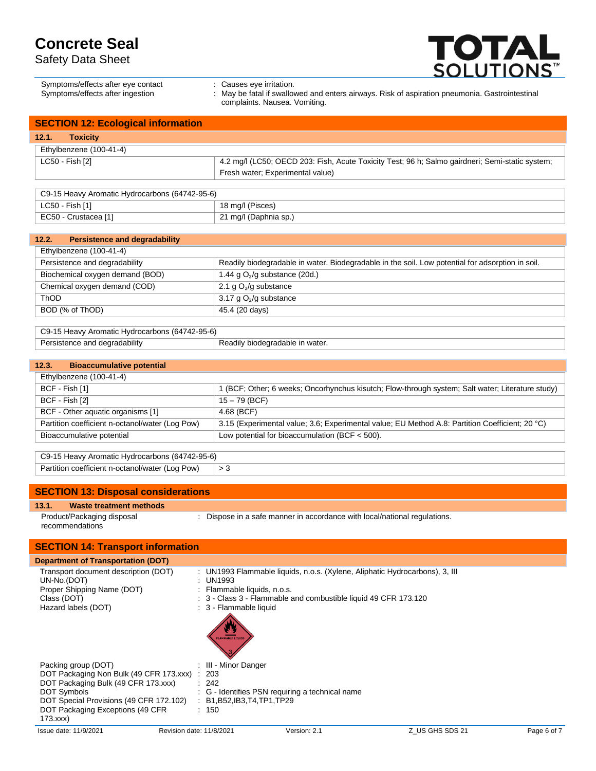Symptoms/effects after eye contact : Causes eye irritation.
Symptoms/effects after ingestion : May be fatal if swallowed and enters airways. Risk of aspiration pneumonia. Gastrointestinal complaints. Nausea. Vomiting.

## SECTION 12: Ecological information

### 12.1. Toxicity

| Ethylbenzene (100-41-4) | |
|---|---|
| LC50 - Fish [2] | 4.2 mg/l (LC50; OECD 203: Fish, Acute Toxicity Test; 96 h; Salmo gairdneri; Semi-static system; Fresh water; Experimental value) |

| C9-15 Heavy Aromatic Hydrocarbons (64742-95-6) | |
|---|---|
| LC50 - Fish [1] | 18 mg/l (Pisces) |
| EC50 - Crustacea [1] | 21 mg/l (Daphnia sp.) |

### 12.2. Persistence and degradability

| Ethylbenzene (100-41-4) | |
|---|---|
| Persistence and degradability | Readily biodegradable in water. Biodegradable in the soil. Low potential for adsorption in soil. |
| Biochemical oxygen demand (BOD) | 1.44 g $O_2$/g substance (20d.) |
| Chemical oxygen demand (COD) | 2.1 g $O_2$/g substance |
| ThOD | 3.17 g $O_2$/g substance |
| BOD (% of ThOD) | 45.4 (20 days) |

| C9-15 Heavy Aromatic Hydrocarbons (64742-95-6) | |
|---|---|
| Persistence and degradability | Readily biodegradable in water. |

### 12.3. Bioaccumulative potential

| Ethylbenzene (100-41-4) | |
|---|---|
| BCF - Fish [1] | 1 (BCF; Other; 6 weeks; Oncorhynchus kisutch; Flow-through system; Salt water; Literature study) |
| BCF - Fish [2] | 15 – 79 (BCF) |
| BCF - Other aquatic organisms [1] | 4.68 (BCF) |
| Partition coefficient n-octanol/water (Log Pow) | 3.15 (Experimental value; 3.6; Experimental value; EU Method A.8: Partition Coefficient; 20 °C) |
| Bioaccumulative potential | Low potential for bioaccumulation (BCF < 500). |

| C9-15 Heavy Aromatic Hydrocarbons (64742-95-6) | |
|---|---|
| Partition coefficient n-octanol/water (Log Pow) | > 3 |

## SECTION 13: Disposal considerations

### 13.1. Waste treatment methods

Product/Packaging disposal recommendations : Dispose in a safe manner in accordance with local/national regulations.

## SECTION 14: Transport information

### Department of Transportation (DOT)

Transport document description (DOT) : UN1993 Flammable liquids, n.o.s. (Xylene, Aliphatic Hydrocarbons), 3, III
UN-No.(DOT) : UN1993
Proper Shipping Name (DOT) : Flammable liquids, n.o.s.
Class (DOT) : 3 - Class 3 - Flammable and combustible liquid 49 CFR 173.120
Hazard labels (DOT) : 3 - Flammable liquid

Packing group (DOT) : III - Minor Danger
DOT Packaging Non Bulk (49 CFR 173.xxx) : 203
DOT Packaging Bulk (49 CFR 173.xxx) : 242
DOT Symbols : G - Identifies PSN requiring a technical name
DOT Special Provisions (49 CFR 172.102) : B1,B52,IB3,T4,TP1,TP29
DOT Packaging Exceptions (49 CFR 173.xxx) : 150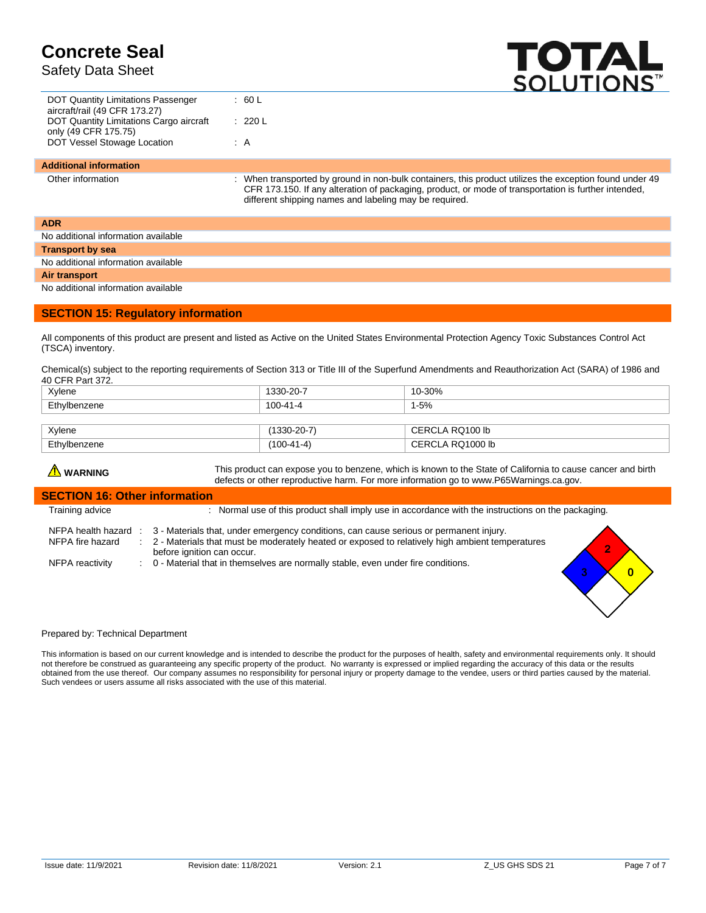| | |
|---|---|
| DOT Quantity Limitations Passenger aircraft/rail (49 CFR 173.27) | : 60 L |
| DOT Quantity Limitations Cargo aircraft only (49 CFR 175.75) | : 220 L |
| DOT Vessel Stowage Location | : A |

**Additional information**

Other information : When transported by ground in non-bulk containers, this product utilizes the exception found under 49 CFR 173.150. If any alteration of packaging, product, or mode of transportation is further intended, different shipping names and labeling may be required.

**ADR**

No additional information available

**Transport by sea**

No additional information available

**Air transport**

No additional information available

## SECTION 15: Regulatory information

All components of this product are present and listed as Active on the United States Environmental Protection Agency Toxic Substances Control Act (TSCA) inventory.

Chemical(s) subject to the reporting requirements of Section 313 or Title III of the Superfund Amendments and Reauthorization Act (SARA) of 1986 and 40 CFR Part 372.

| | | |
|---|---|---|
| Xylene | 1330-20-7 | 10-30% |
| Ethylbenzene | 100-41-4 | 1-5% |

| | | |
|---|---|---|
| Xylene | (1330-20-7) | CERCLA RQ100 lb |
| Ethylbenzene | (100-41-4) | CERCLA RQ1000 lb |

**WARNING** This product can expose you to benzene, which is known to the State of California to cause cancer and birth defects or other reproductive harm. For more information go to www.P65Warnings.ca.gov.

## SECTION 16: Other information

Training advice : Normal use of this product shall imply use in accordance with the instructions on the packaging.

NFPA health hazard : 3 - Materials that, under emergency conditions, can cause serious or permanent injury.

NFPA fire hazard : 2 - Materials that must be moderately heated or exposed to relatively high ambient temperatures before ignition can occur.

NFPA reactivity : 0 - Material that in themselves are normally stable, even under fire conditions.

2

3

0

Prepared by: Technical Department

This information is based on our current knowledge and is intended to describe the product for the purposes of health, safety and environmental requirements only. It should not therefore be construed as guaranteeing any specific property of the product. No warranty is expressed or implied regarding the accuracy of this data or the results obtained from the use thereof. Our company assumes no responsibility for personal injury or property damage to the vendee, users or third parties caused by the material. Such vendees or users assume all risks associated with the use of this material.